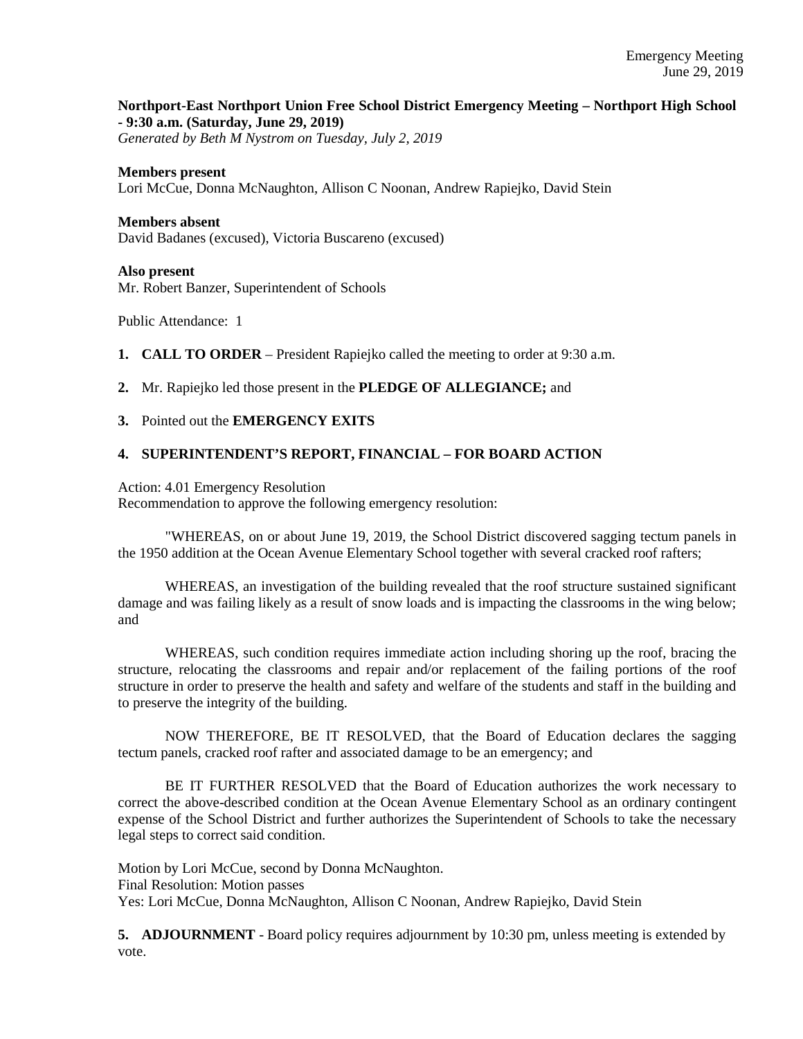**Northport-East Northport Union Free School District Emergency Meeting – Northport High School - 9:30 a.m. (Saturday, June 29, 2019)**
*Generated by Beth M Nystrom on Tuesday, July 2, 2019*

**Members present**
Lori McCue, Donna McNaughton, Allison C Noonan, Andrew Rapiejko, David Stein

**Members absent**
David Badanes (excused), Victoria Buscareno (excused)

**Also present**
Mr. Robert Banzer, Superintendent of Schools

Public Attendance: 1

**1. CALL TO ORDER** – President Rapiejko called the meeting to order at 9:30 a.m.

**2.** Mr. Rapiejko led those present in the **PLEDGE OF ALLEGIANCE;** and

**3.** Pointed out the **EMERGENCY EXITS**

**4. SUPERINTENDENT'S REPORT, FINANCIAL – FOR BOARD ACTION**

Action: 4.01 Emergency Resolution
Recommendation to approve the following emergency resolution:

"WHEREAS, on or about June 19, 2019, the School District discovered sagging tectum panels in the 1950 addition at the Ocean Avenue Elementary School together with several cracked roof rafters;

WHEREAS, an investigation of the building revealed that the roof structure sustained significant damage and was failing likely as a result of snow loads and is impacting the classrooms in the wing below; and

WHEREAS, such condition requires immediate action including shoring up the roof, bracing the structure, relocating the classrooms and repair and/or replacement of the failing portions of the roof structure in order to preserve the health and safety and welfare of the students and staff in the building and to preserve the integrity of the building.

NOW THEREFORE, BE IT RESOLVED, that the Board of Education declares the sagging tectum panels, cracked roof rafter and associated damage to be an emergency; and

BE IT FURTHER RESOLVED that the Board of Education authorizes the work necessary to correct the above-described condition at the Ocean Avenue Elementary School as an ordinary contingent expense of the School District and further authorizes the Superintendent of Schools to take the necessary legal steps to correct said condition.

Motion by Lori McCue, second by Donna McNaughton.
Final Resolution: Motion passes
Yes: Lori McCue, Donna McNaughton, Allison C Noonan, Andrew Rapiejko, David Stein

**5. ADJOURNMENT** - Board policy requires adjournment by 10:30 pm, unless meeting is extended by vote.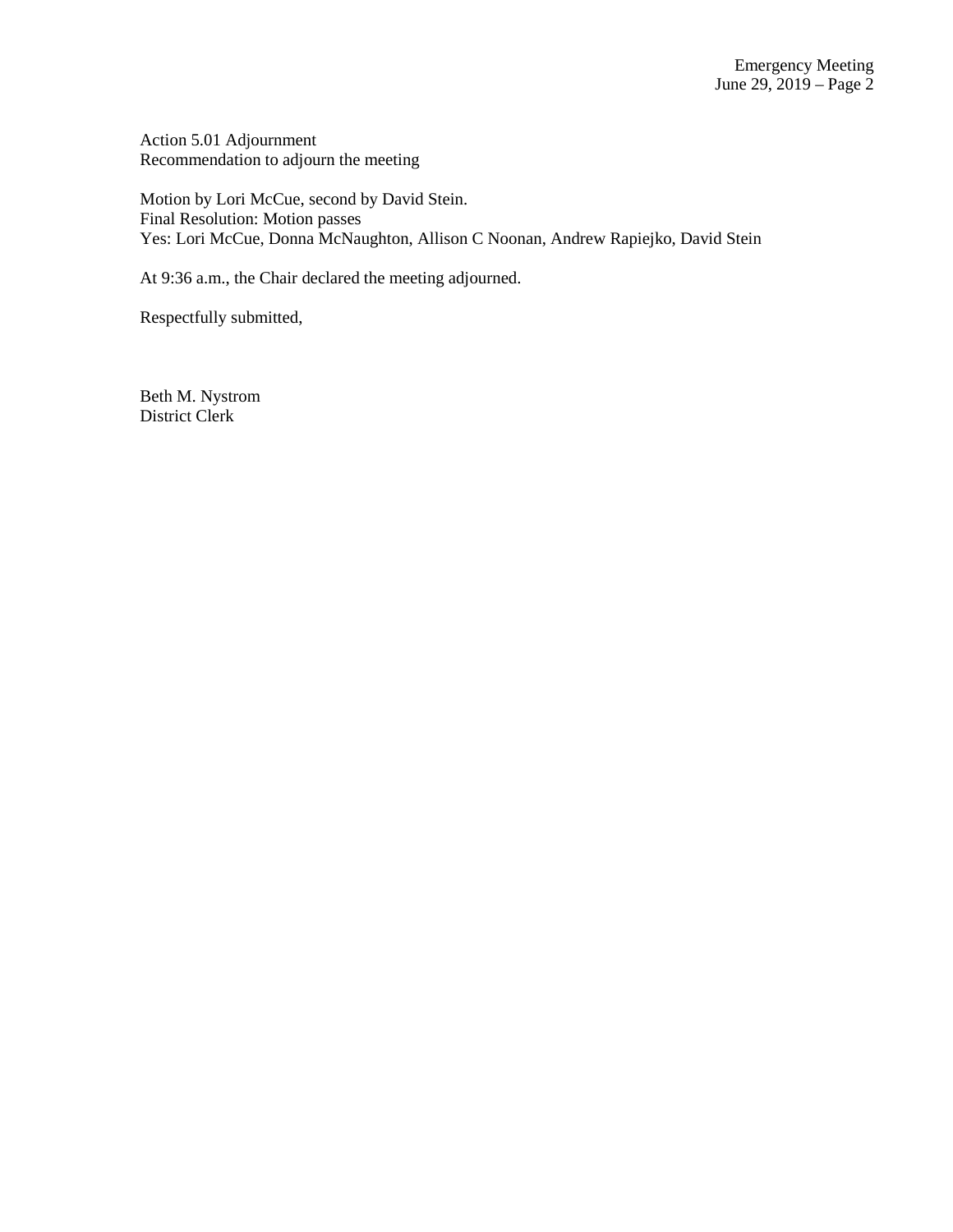Action 5.01 Adjournment
Recommendation to adjourn the meeting

Motion by Lori McCue, second by David Stein.
Final Resolution: Motion passes
Yes: Lori McCue, Donna McNaughton, Allison C Noonan, Andrew Rapiejko, David Stein

At 9:36 a.m., the Chair declared the meeting adjourned.

Respectfully submitted,

Beth M. Nystrom
District Clerk